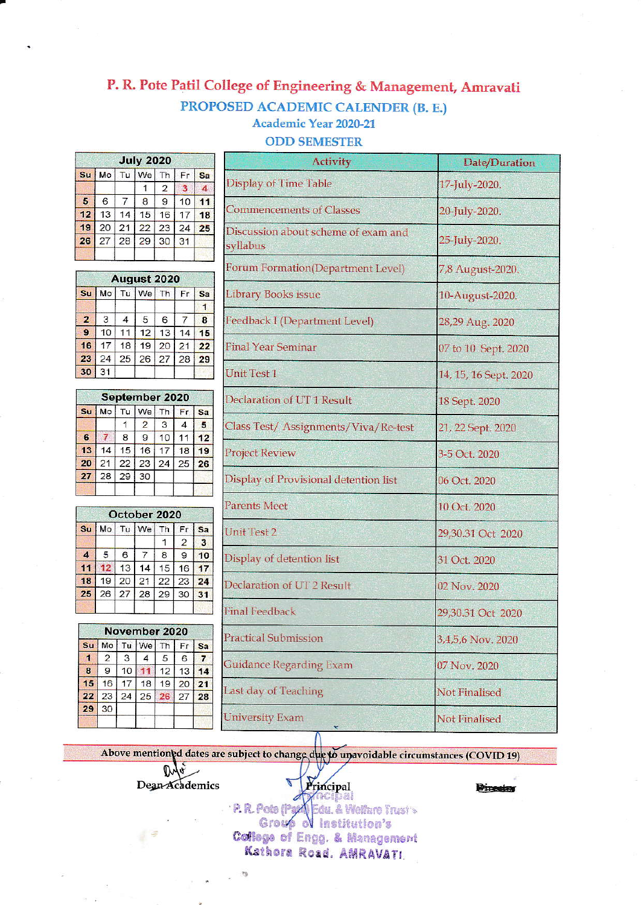# P. R. Pote Patil College of Engineering & Management, Amravati

## PROPOSED ACADEMIC CALENDER (B. E.)

### Academic Year 2020-21

### ODD SEMESTER

**July 2020**

| Su | Mo | Tu | We | Th | Fr | Sa |
|---|---|---|---|---|---|---|
| | | | 1 | 2 | 3 | 4 |
| 5 | 6 | 7 | 8 | 9 | 10 | 11 |
| 12 | 13 | 14 | 15 | 16 | 17 | 18 |
| 19 | 20 | 21 | 22 | 23 | 24 | 25 |
| 26 | 27 | 28 | 29 | 30 | 31 | |

**August 2020**

| Su | Mo | Tu | We | Th | Fr | Sa |
|---|---|---|---|---|---|---|
| | | | | | | 1 |
| 2 | 3 | 4 | 5 | 6 | 7 | 8 |
| 9 | 10 | 11 | 12 | 13 | 14 | 15 |
| 16 | 17 | 18 | 19 | 20 | 21 | 22 |
| 23 | 24 | 25 | 26 | 27 | 28 | 29 |
| 30 | 31 | | | | | |

**September 2020**

| Su | Mo | Tu | We | Th | Fr | Sa |
|---|---|---|---|---|---|---|
| | | 1 | 2 | 3 | 4 | 5 |
| 6 | 7 | 8 | 9 | 10 | 11 | 12 |
| 13 | 14 | 15 | 16 | 17 | 18 | 19 |
| 20 | 21 | 22 | 23 | 24 | 25 | 26 |
| 27 | 28 | 29 | 30 | | | |

**October 2020**

| Su | Mo | Tu | We | Th | Fr | Sa |
|---|---|---|---|---|---|---|
| | | | | 1 | 2 | 3 |
| 4 | 5 | 6 | 7 | 8 | 9 | 10 |
| 11 | 12 | 13 | 14 | 15 | 16 | 17 |
| 18 | 19 | 20 | 21 | 22 | 23 | 24 |
| 25 | 26 | 27 | 28 | 29 | 30 | 31 |

**November 2020**

| Su | Mo | Tu | We | Th | Fr | Sa |
|---|---|---|---|---|---|---|
| 1 | 2 | 3 | 4 | 5 | 6 | 7 |
| 8 | 9 | 10 | 11 | 12 | 13 | 14 |
| 15 | 16 | 17 | 18 | 19 | 20 | 21 |
| 22 | 23 | 24 | 25 | 26 | 27 | 28 |
| 29 | 30 | | | | | |

| Activity | Date/Duration |
|---|---|
| Display of Time Table | 17-July-2020. |
| Commencements of Classes | 20-July-2020. |
| Discussion about scheme of exam and syllabus | 25-July-2020. |
| Forum Formation(Department Level) | 7,8 August-2020. |
| Library Books issue | 10-August-2020. |
| Feedback I (Department Level) | 28,29 Aug. 2020 |
| Final Year Seminar | 07 to 10 Sept. 2020 |
| Unit Test 1 | 14, 15, 16 Sept. 2020 |
| Declaration of UT 1 Result | 18 Sept. 2020 |
| Class Test/ Assignments/Viva/Re-test | 21, 22 Sept. 2020 |
| Project Review | 3-5 Oct. 2020 |
| Display of Provisional detention list | 06 Oct. 2020 |
| Parents Meet | 10 Oct. 2020 |
| Unit Test 2 | 29,30.31 Oct 2020 |
| Display of detention list | 31 Oct. 2020 |
| Declaration of UT 2 Result | 02 Nov. 2020 |
| Final Feedback | 29,30.31 Oct 2020 |
| Practical Submission | 3,4,5,6 Nov. 2020 |
| Guidance Regarding Exam | 07 Nov. 2020 |
| Last day of Teaching | Not Finalised |
| University Exam | Not Finalised |

**Above mentioned dates are subject to change due to unavoidable circumstances (COVID 19)**

Dean Academics

Principal

Principal
P. R. Pote (Patil) Edu. & Welfare Trust's
Group of Institution's
College of Engg. & Management
Kathora Road, AMRAVATI.

Director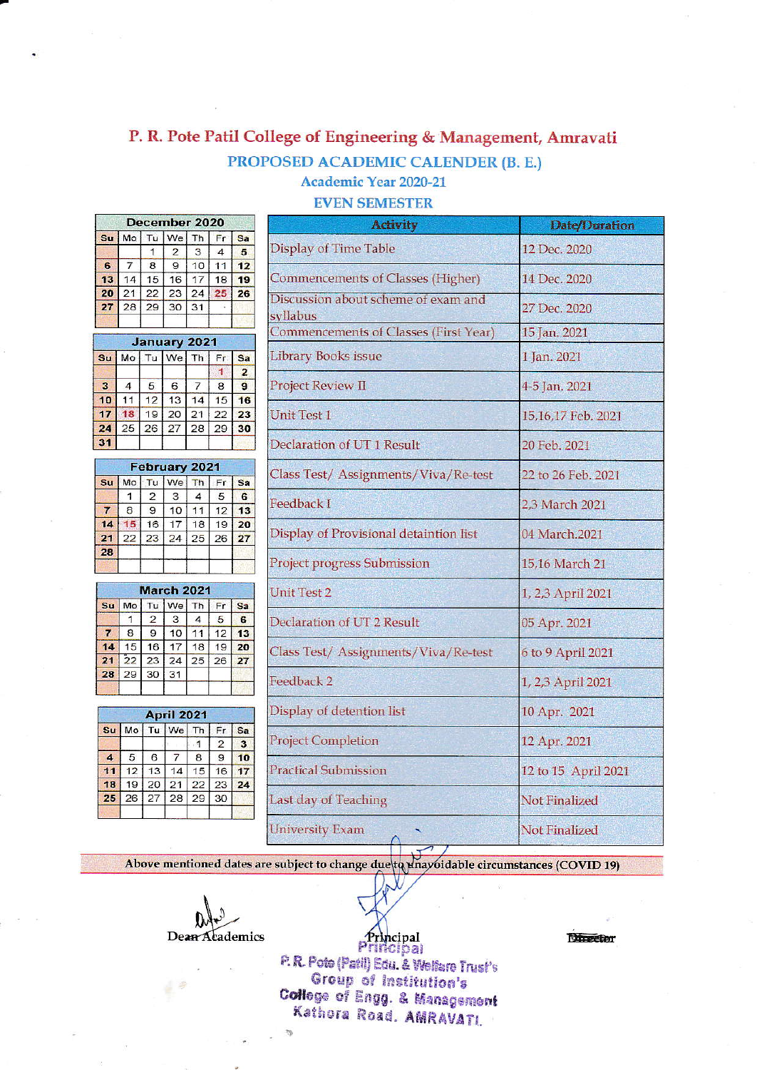# P. R. Pote Patil College of Engineering & Management, Amravati

## PROPOSED ACADEMIC CALENDER (B. E.)

### Academic Year 2020-21

### EVEN SEMESTER

**December 2020**

| Su | Mo | Tu | We | Th | Fr | Sa |
|---|---|---|---|---|---|---|
| | | 1 | 2 | 3 | 4 | 5 |
| 6 | 7 | 8 | 9 | 10 | 11 | 12 |
| 13 | 14 | 15 | 16 | 17 | 18 | 19 |
| 20 | 21 | 22 | 23 | 24 | 25 | 26 |
| 27 | 28 | 29 | 30 | 31 | | |

**January 2021**

| Su | Mo | Tu | We | Th | Fr | Sa |
|---|---|---|---|---|---|---|
| | | | | | 1 | 2 |
| 3 | 4 | 5 | 6 | 7 | 8 | 9 |
| 10 | 11 | 12 | 13 | 14 | 15 | 16 |
| 17 | 18 | 19 | 20 | 21 | 22 | 23 |
| 24 | 25 | 26 | 27 | 28 | 29 | 30 |
| 31 | | | | | | |

**February 2021**

| Su | Mo | Tu | We | Th | Fr | Sa |
|---|---|---|---|---|---|---|
| | 1 | 2 | 3 | 4 | 5 | 6 |
| 7 | 8 | 9 | 10 | 11 | 12 | 13 |
| 14 | 15 | 16 | 17 | 18 | 19 | 20 |
| 21 | 22 | 23 | 24 | 25 | 26 | 27 |
| 28 | | | | | | |

**March 2021**

| Su | Mo | Tu | We | Th | Fr | Sa |
|---|---|---|---|---|---|---|
| | 1 | 2 | 3 | 4 | 5 | 6 |
| 7 | 8 | 9 | 10 | 11 | 12 | 13 |
| 14 | 15 | 16 | 17 | 18 | 19 | 20 |
| 21 | 22 | 23 | 24 | 25 | 26 | 27 |
| 28 | 29 | 30 | 31 | | | |

**April 2021**

| Su | Mo | Tu | We | Th | Fr | Sa |
|---|---|---|---|---|---|---|
| | | | | 1 | 2 | 3 |
| 4 | 5 | 6 | 7 | 8 | 9 | 10 |
| 11 | 12 | 13 | 14 | 15 | 16 | 17 |
| 18 | 19 | 20 | 21 | 22 | 23 | 24 |
| 25 | 26 | 27 | 28 | 29 | 30 | |

| Activity | Date/Duration |
|---|---|
| Display of Time Table | 12 Dec. 2020 |
| Commencements of Classes (Higher) | 14 Dec. 2020 |
| Discussion about scheme of exam and syllabus | 27 Dec. 2020 |
| Commencements of Classes (First Year) | 15 Jan. 2021 |
| Library Books issue | 1 Jan. 2021 |
| Project Review II | 4-5 Jan. 2021 |
| Unit Test 1 | 15,16,17 Feb. 2021 |
| Declaration of UT 1 Result | 20 Feb. 2021 |
| Class Test/ Assignments/Viva/Re-test | 22 to 26 Feb. 2021 |
| Feedback I | 2,3 March 2021 |
| Display of Provisional detaintion list | 04 March.2021 |
| Project progress Submission | 15,16 March 21 |
| Unit Test 2 | 1, 2,3 April 2021 |
| Declaration of UT 2 Result | 05 Apr. 2021 |
| Class Test/ Assignments/Viva/Re-test | 6 to 9 April 2021 |
| Feedback 2 | 1, 2,3 April 2021 |
| Display of detention list | 10 Apr. 2021 |
| Project Completion | 12 Apr. 2021 |
| Practical Submission | 12 to 15 April 2021 |
| Last day of Teaching | Not Finalized |
| University Exam | Not Finalized |

**Above mentioned dates are subject to change due to unavoidable circumstances (COVID 19)**

Dean Academics

Principal

Principal
P. R. Pote (Patil) Edu. & Welfare Trust's
Group of Institution's
College of Engg. & Management
Kathora Road, AMRAVATI.

Director